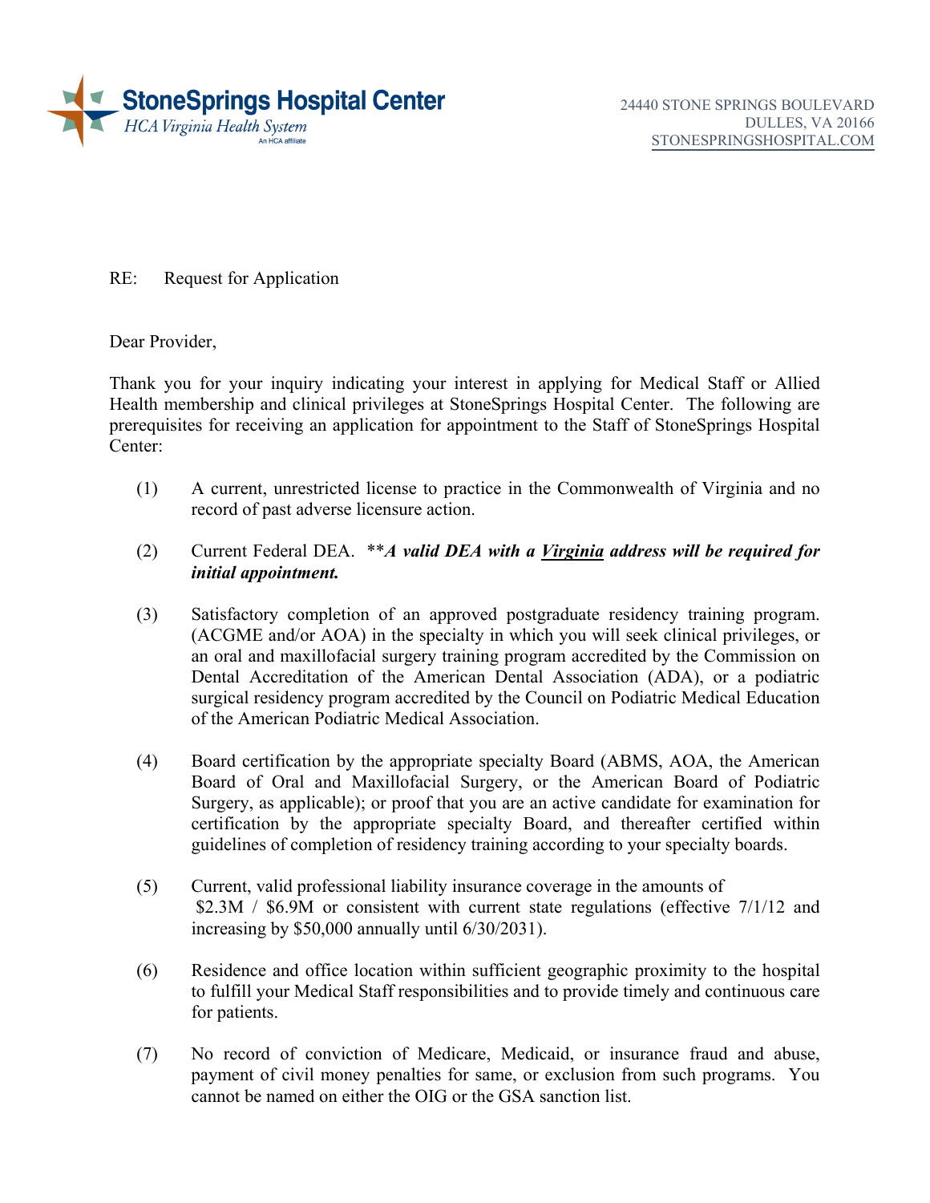**StoneSprings Hospital Center**
*HCA Virginia Health System*
An HCA affiliate

24440 STONE SPRINGS BOULEVARD
DULLES, VA 20166
STONESPRINGSHOSPITAL.COM

RE: Request for Application

Dear Provider,

Thank you for your inquiry indicating your interest in applying for Medical Staff or Allied Health membership and clinical privileges at StoneSprings Hospital Center. The following are prerequisites for receiving an application for appointment to the Staff of StoneSprings Hospital Center:

(1) A current, unrestricted license to practice in the Commonwealth of Virginia and no record of past adverse licensure action.

(2) Current Federal DEA. ***\*A valid DEA with a Virginia address will be required for initial appointment.***

(3) Satisfactory completion of an approved postgraduate residency training program. (ACGME and/or AOA) in the specialty in which you will seek clinical privileges, or an oral and maxillofacial surgery training program accredited by the Commission on Dental Accreditation of the American Dental Association (ADA), or a podiatric surgical residency program accredited by the Council on Podiatric Medical Education of the American Podiatric Medical Association.

(4) Board certification by the appropriate specialty Board (ABMS, AOA, the American Board of Oral and Maxillofacial Surgery, or the American Board of Podiatric Surgery, as applicable); or proof that you are an active candidate for examination for certification by the appropriate specialty Board, and thereafter certified within guidelines of completion of residency training according to your specialty boards.

(5) Current, valid professional liability insurance coverage in the amounts of $2.3M / $6.9M or consistent with current state regulations (effective 7/1/12 and increasing by $50,000 annually until 6/30/2031).

(6) Residence and office location within sufficient geographic proximity to the hospital to fulfill your Medical Staff responsibilities and to provide timely and continuous care for patients.

(7) No record of conviction of Medicare, Medicaid, or insurance fraud and abuse, payment of civil money penalties for same, or exclusion from such programs. You cannot be named on either the OIG or the GSA sanction list.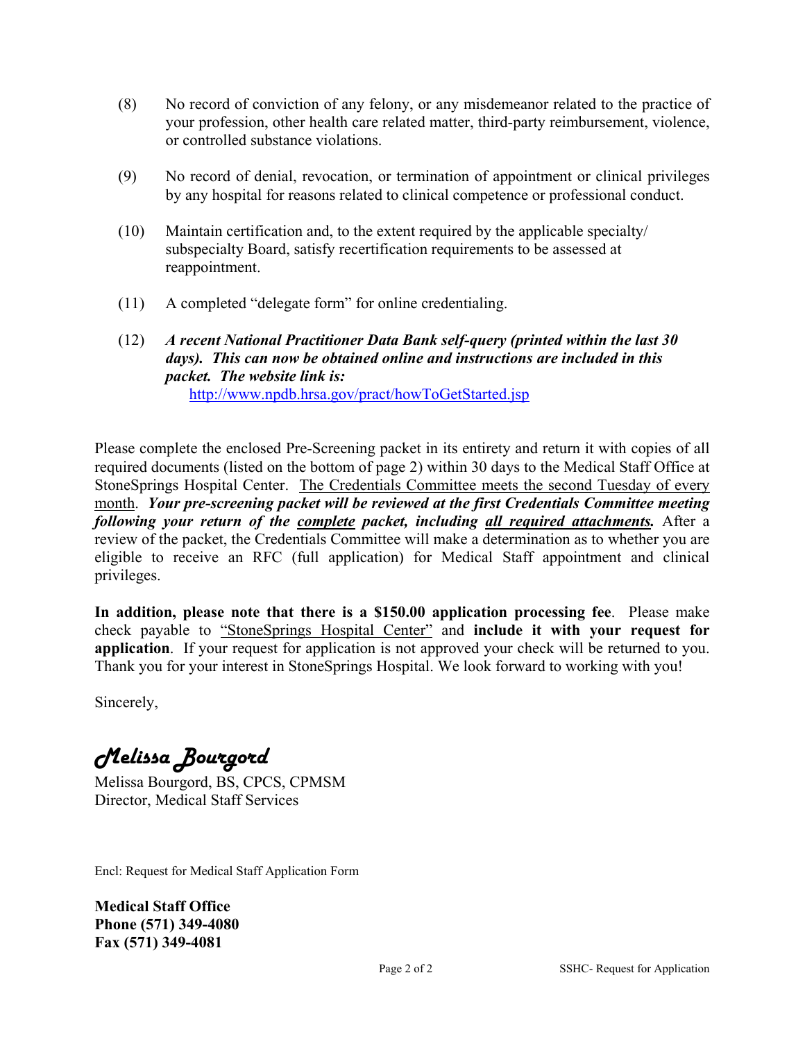(8) No record of conviction of any felony, or any misdemeanor related to the practice of your profession, other health care related matter, third-party reimbursement, violence, or controlled substance violations.

(9) No record of denial, revocation, or termination of appointment or clinical privileges by any hospital for reasons related to clinical competence or professional conduct.

(10) Maintain certification and, to the extent required by the applicable specialty/ subspecialty Board, satisfy recertification requirements to be assessed at reappointment.

(11) A completed "delegate form" for online credentialing.

(12) ***A recent National Practitioner Data Bank self-query (printed within the last 30 days). This can now be obtained online and instructions are included in this packet. The website link is:***
http://www.npdb.hrsa.gov/pract/howToGetStarted.jsp

Please complete the enclosed Pre-Screening packet in its entirety and return it with copies of all required documents (listed on the bottom of page 2) within 30 days to the Medical Staff Office at StoneSprings Hospital Center. The Credentials Committee meets the second Tuesday of every month. ***Your pre-screening packet will be reviewed at the first Credentials Committee meeting following your return of the complete packet, including all required attachments.*** After a review of the packet, the Credentials Committee will make a determination as to whether you are eligible to receive an RFC (full application) for Medical Staff appointment and clinical privileges.

**In addition, please note that there is a $150.00 application processing fee**. Please make check payable to "StoneSprings Hospital Center" and **include it with your request for application**. If your request for application is not approved your check will be returned to you. Thank you for your interest in StoneSprings Hospital. We look forward to working with you!

Sincerely,

*Melissa Bourgord*

Melissa Bourgord, BS, CPCS, CPMSM
Director, Medical Staff Services

Encl: Request for Medical Staff Application Form

**Medical Staff Office**
**Phone (571) 349-4080**
**Fax (571) 349-4081**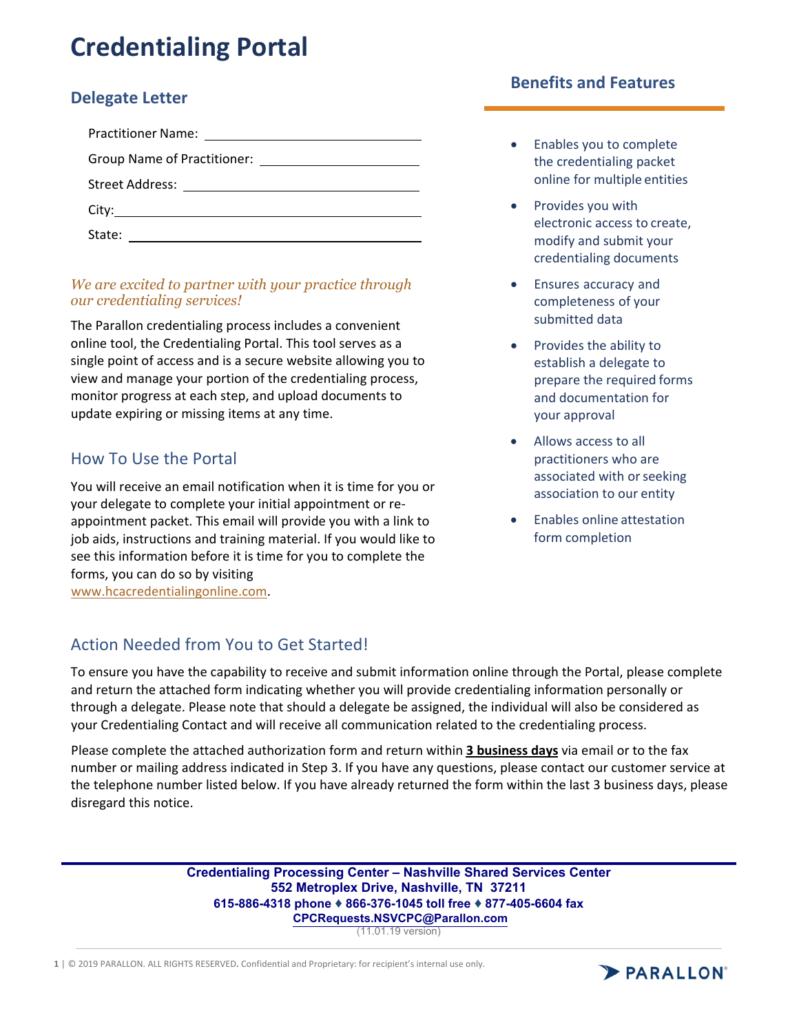# Credentialing Portal

## Delegate Letter

Practitioner Name: ______________________

Group Name of Practitioner: ______________________

Street Address: ______________________

City: ______________________

State: ______________________

*We are excited to partner with your practice through our credentialing services!*

The Parallon credentialing process includes a convenient online tool, the Credentialing Portal. This tool serves as a single point of access and is a secure website allowing you to view and manage your portion of the credentialing process, monitor progress at each step, and upload documents to update expiring or missing items at any time.

### How To Use the Portal

You will receive an email notification when it is time for you or your delegate to complete your initial appointment or re-appointment packet. This email will provide you with a link to job aids, instructions and training material. If you would like to see this information before it is time for you to complete the forms, you can do so by visiting www.hcacredentialingonline.com.

## Benefits and Features

- Enables you to complete the credentialing packet online for multiple entities
- Provides you with electronic access to create, modify and submit your credentialing documents
- Ensures accuracy and completeness of your submitted data
- Provides the ability to establish a delegate to prepare the required forms and documentation for your approval
- Allows access to all practitioners who are associated with or seeking association to our entity
- Enables online attestation form completion

### Action Needed from You to Get Started!

To ensure you have the capability to receive and submit information online through the Portal, please complete and return the attached form indicating whether you will provide credentialing information personally or through a delegate. Please note that should a delegate be assigned, the individual will also be considered as your Credentialing Contact and will receive all communication related to the credentialing process.

Please complete the attached authorization form and return within **3 business days** via email or to the fax number or mailing address indicated in Step 3. If you have any questions, please contact our customer service at the telephone number listed below. If you have already returned the form within the last 3 business days, please disregard this notice.

**Credentialing Processing Center – Nashville Shared Services Center**
**552 Metroplex Drive, Nashville, TN 37211**
**615-886-4318 phone ♦ 866-376-1045 toll free ♦ 877-405-6604 fax**
**CPCRequests.NSVCPC@Parallon.com**
(11.01.19 version)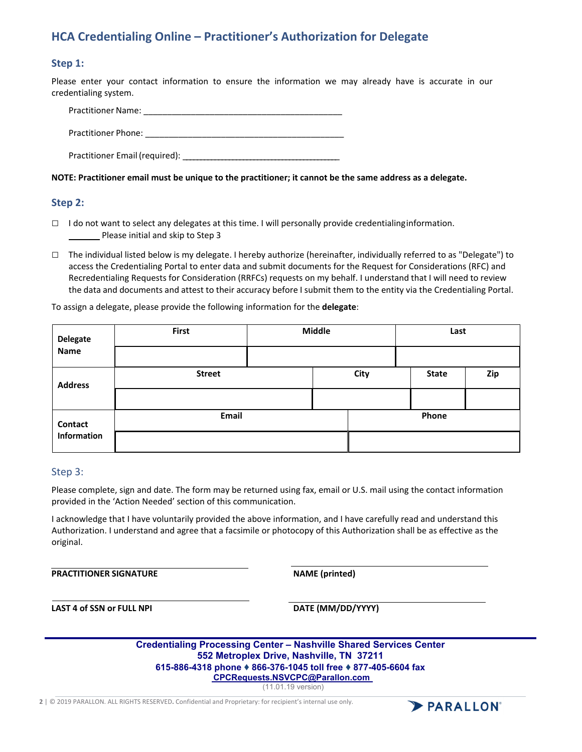## HCA Credentialing Online – Practitioner's Authorization for Delegate

### Step 1:

Please enter your contact information to ensure the information we may already have is accurate in our credentialing system.

Practitioner Name: ___________________________________________

Practitioner Phone: ___________________________________________

Practitioner Email (required): ____________________________________

**NOTE: Practitioner email must be unique to the practitioner; it cannot be the same address as a delegate.**

### Step 2:

☐ I do not want to select any delegates at this time. I will personally provide credentialing information.
_______ Please initial and skip to Step 3

☐ The individual listed below is my delegate. I hereby authorize (hereinafter, individually referred to as "Delegate") to access the Credentialing Portal to enter data and submit documents for the Request for Considerations (RFC) and Recredentialing Requests for Consideration (RRFCs) requests on my behalf. I understand that I will need to review the data and documents and attest to their accuracy before I submit them to the entity via the Credentialing Portal.

To assign a delegate, please provide the following information for the **delegate**:

| **Delegate Name** | **First** | **Middle** | **Last** | |
|---|---|---|---|---|
| | | | | |
| **Address** | **Street** | **City** | **State** | **Zip** |
| | | | | |
| **Contact Information** | **Email** | **Phone** | | |
| | | | | |

### Step 3:

Please complete, sign and date. The form may be returned using fax, email or U.S. mail using the contact information provided in the 'Action Needed' section of this communication.

I acknowledge that I have voluntarily provided the above information, and I have carefully read and understand this Authorization. I understand and agree that a facsimile or photocopy of this Authorization shall be as effective as the original.

_______________________________________ _______________________________________
**PRACTITIONER SIGNATURE** **NAME (printed)**

_______________________________________ _______________________________________
**LAST 4 of SSN or FULL NPI** **DATE (MM/DD/YYYY)**

**Credentialing Processing Center – Nashville Shared Services Center**
**552 Metroplex Drive, Nashville, TN 37211**
**615-886-4318 phone ♦ 866-376-1045 toll free ♦ 877-405-6604 fax**
**CPCRequests.NSVCPC@Parallon.com**
(11.01.19 version)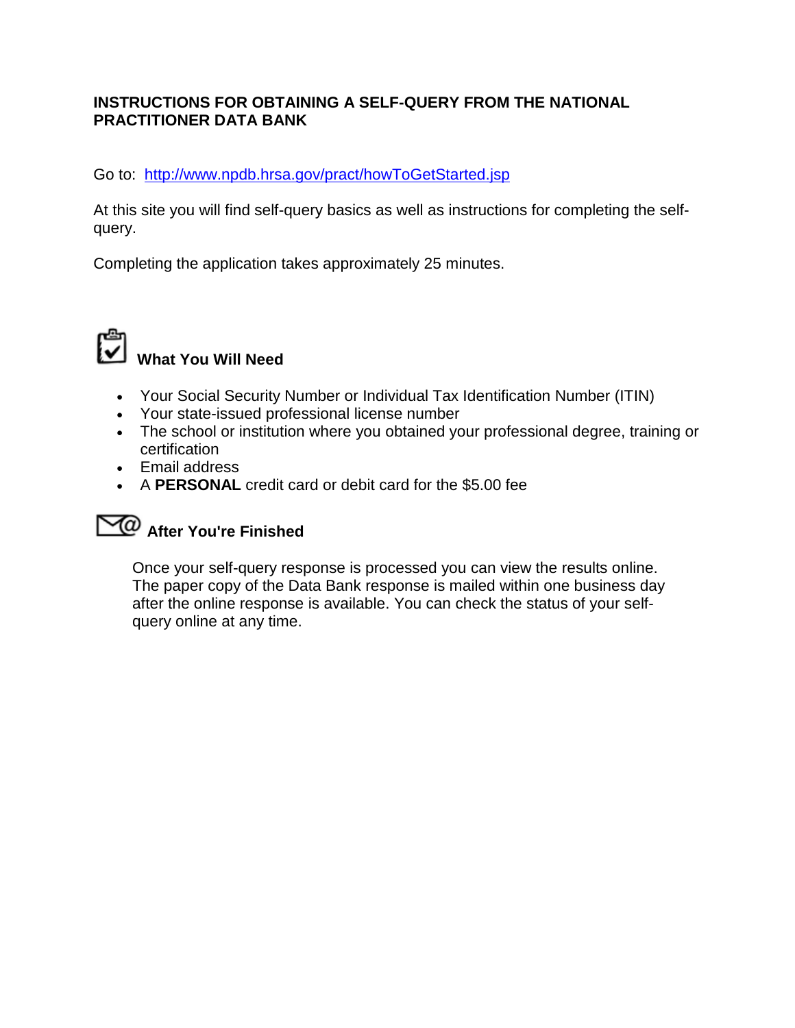# INSTRUCTIONS FOR OBTAINING A SELF-QUERY FROM THE NATIONAL PRACTITIONER DATA BANK

Go to: [http://www.npdb.hrsa.gov/pract/howToGetStarted.jsp](http://www.npdb.hrsa.gov/pract/howToGetStarted.jsp)

At this site you will find self-query basics as well as instructions for completing the self-query.

Completing the application takes approximately 25 minutes.

## What You Will Need

- Your Social Security Number or Individual Tax Identification Number (ITIN)
- Your state-issued professional license number
- The school or institution where you obtained your professional degree, training or certification
- Email address
- A **PERSONAL** credit card or debit card for the $5.00 fee

## After You're Finished

Once your self-query response is processed you can view the results online. The paper copy of the Data Bank response is mailed within one business day after the online response is available. You can check the status of your self-query online at any time.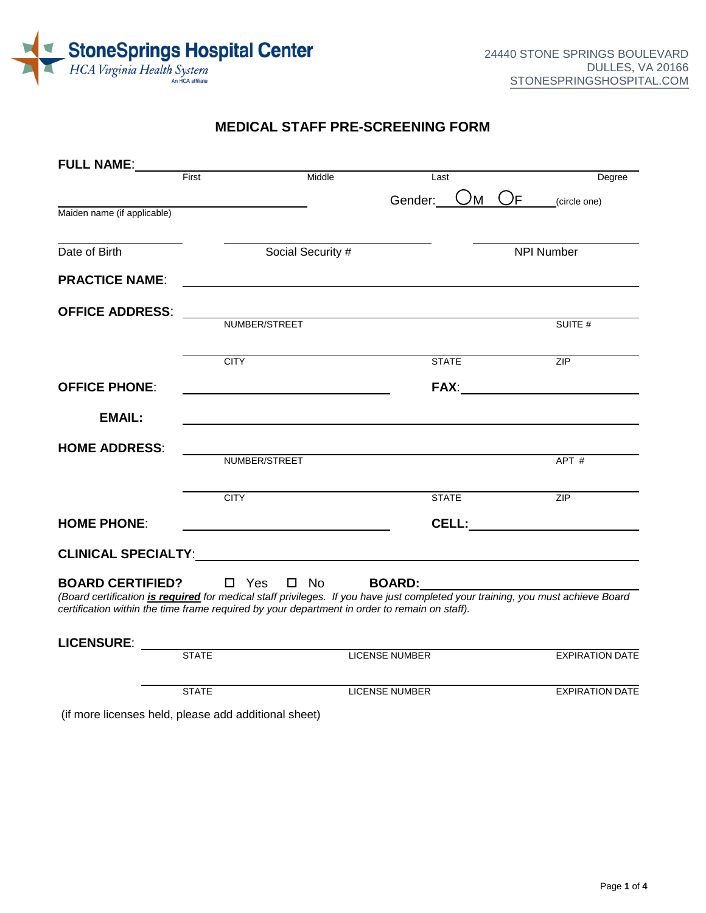StoneSprings Hospital Center
HCA Virginia Health System
An HCA affiliate

24440 STONE SPRINGS BOULEVARD
DULLES, VA 20166
STONESPRINGSHOSPITAL.COM

# MEDICAL STAFF PRE-SCREENING FORM

**FULL NAME**: ______________________________________________
First Middle Last Degree

______________________ Gender: ○M ○F (circle one)
Maiden name (if applicable)

______________________ ______________________ ______________________
Date of Birth Social Security # NPI Number

**PRACTICE NAME**: ______________________________________________

**OFFICE ADDRESS**: ______________________________________________
NUMBER/STREET SUITE #

______________________________________________
CITY STATE ZIP

**OFFICE PHONE**: ______________________ **FAX**: ______________________

**EMAIL:** ______________________________________________

**HOME ADDRESS**: ______________________________________________
NUMBER/STREET APT #

______________________________________________
CITY STATE ZIP

**HOME PHONE**: ______________________ **CELL:** ______________________

**CLINICAL SPECIALTY**: ______________________________________________

**BOARD CERTIFIED?** ☐ Yes ☐ No **BOARD:** ______________________

*(Board certification* ***is required*** *for medical staff privileges. If you have just completed your training, you must achieve Board certification within the time frame required by your department in order to remain on staff).*

**LICENSURE**: ______________________________________________
STATE LICENSE NUMBER EXPIRATION DATE

______________________________________________
STATE LICENSE NUMBER EXPIRATION DATE

(if more licenses held, please add additional sheet)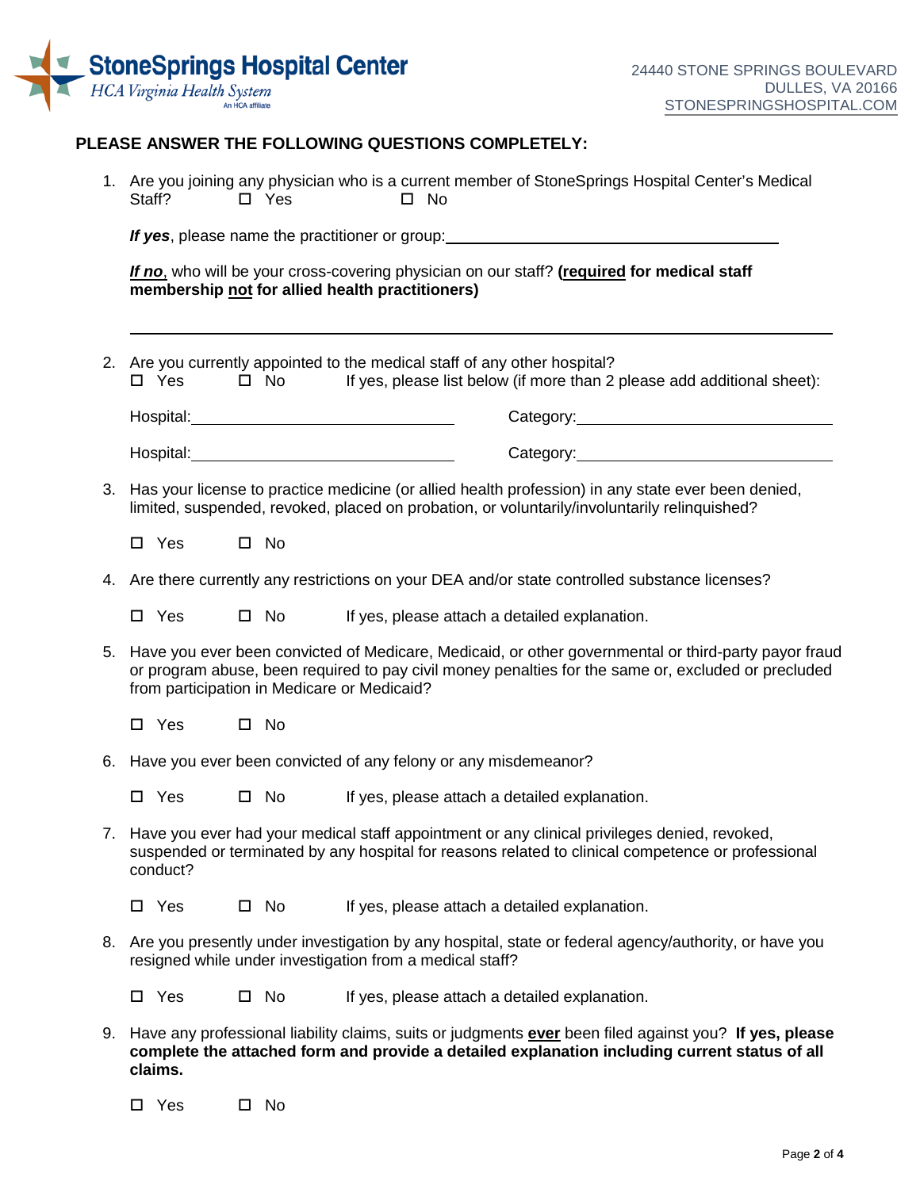**StoneSprings Hospital Center**
*HCA Virginia Health System*
An HCA affiliate

24440 STONE SPRINGS BOULEVARD
DULLES, VA 20166
STONESPRINGSHOSPITAL.COM

**PLEASE ANSWER THE FOLLOWING QUESTIONS COMPLETELY:**

1. Are you joining any physician who is a current member of StoneSprings Hospital Center's Medical Staff? ☐ Yes ☐ No

   ***If yes***, please name the practitioner or group: ______________________________

   ***If no***, who will be your cross-covering physician on our staff? **(required for medical staff membership not for allied health practitioners)**

   ____________________________________________________________

2. Are you currently appointed to the medical staff of any other hospital?
   ☐ Yes ☐ No If yes, please list below (if more than 2 please add additional sheet):

   Hospital: ______________________ Category: ______________________

   Hospital: ______________________ Category: ______________________

3. Has your license to practice medicine (or allied health profession) in any state ever been denied, limited, suspended, revoked, placed on probation, or voluntarily/involuntarily relinquished?

   ☐ Yes ☐ No

4. Are there currently any restrictions on your DEA and/or state controlled substance licenses?

   ☐ Yes ☐ No If yes, please attach a detailed explanation.

5. Have you ever been convicted of Medicare, Medicaid, or other governmental or third-party payor fraud or program abuse, been required to pay civil money penalties for the same or, excluded or precluded from participation in Medicare or Medicaid?

   ☐ Yes ☐ No

6. Have you ever been convicted of any felony or any misdemeanor?

   ☐ Yes ☐ No If yes, please attach a detailed explanation.

7. Have you ever had your medical staff appointment or any clinical privileges denied, revoked, suspended or terminated by any hospital for reasons related to clinical competence or professional conduct?

   ☐ Yes ☐ No If yes, please attach a detailed explanation.

8. Are you presently under investigation by any hospital, state or federal agency/authority, or have you resigned while under investigation from a medical staff?

   ☐ Yes ☐ No If yes, please attach a detailed explanation.

9. Have any professional liability claims, suits or judgments **ever** been filed against you? **If yes, please complete the attached form and provide a detailed explanation including current status of all claims.**

   ☐ Yes ☐ No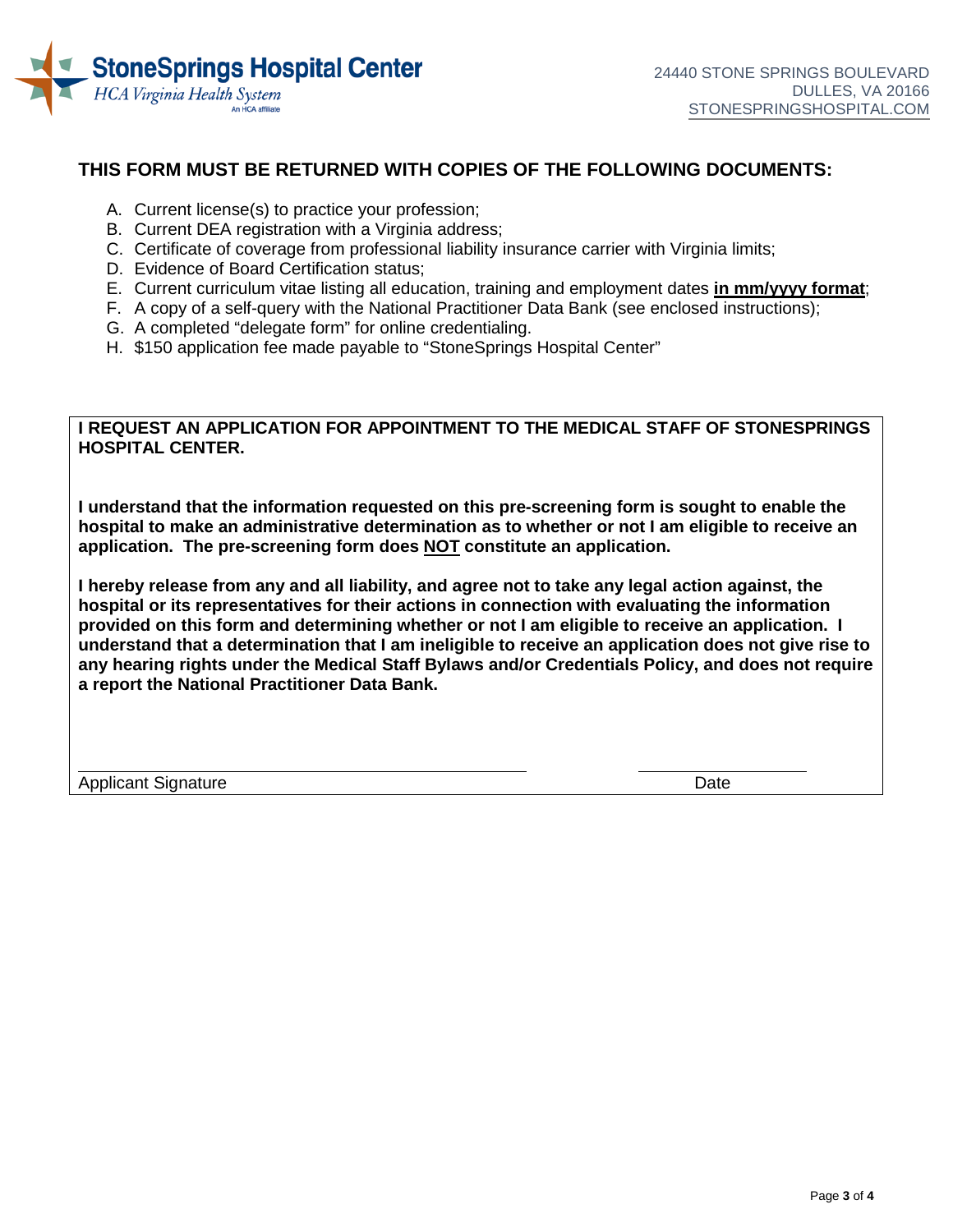**StoneSprings Hospital Center**
*HCA Virginia Health System*
An HCA affiliate

24440 STONE SPRINGS BOULEVARD
DULLES, VA 20166
STONESPRINGSHOSPITAL.COM

## THIS FORM MUST BE RETURNED WITH COPIES OF THE FOLLOWING DOCUMENTS:

A. Current license(s) to practice your profession;
B. Current DEA registration with a Virginia address;
C. Certificate of coverage from professional liability insurance carrier with Virginia limits;
D. Evidence of Board Certification status;
E. Current curriculum vitae listing all education, training and employment dates **in mm/yyyy format**;
F. A copy of a self-query with the National Practitioner Data Bank (see enclosed instructions);
G. A completed "delegate form" for online credentialing.
H. $150 application fee made payable to "StoneSprings Hospital Center"

**I REQUEST AN APPLICATION FOR APPOINTMENT TO THE MEDICAL STAFF OF STONESPRINGS HOSPITAL CENTER.**

**I understand that the information requested on this pre-screening form is sought to enable the hospital to make an administrative determination as to whether or not I am eligible to receive an application. The pre-screening form does NOT constitute an application.**

**I hereby release from any and all liability, and agree not to take any legal action against, the hospital or its representatives for their actions in connection with evaluating the information provided on this form and determining whether or not I am eligible to receive an application. I understand that a determination that I am ineligible to receive an application does not give rise to any hearing rights under the Medical Staff Bylaws and/or Credentials Policy, and does not require a report the National Practitioner Data Bank.**

\_\_\_\_\_\_\_\_\_\_\_\_\_\_\_\_\_\_\_\_\_\_\_\_\_\_\_\_\_\_\_\_\_\_\_\_\_\_\_\_ \_\_\_\_\_\_\_\_\_\_\_\_\_\_\_\_
Applicant Signature Date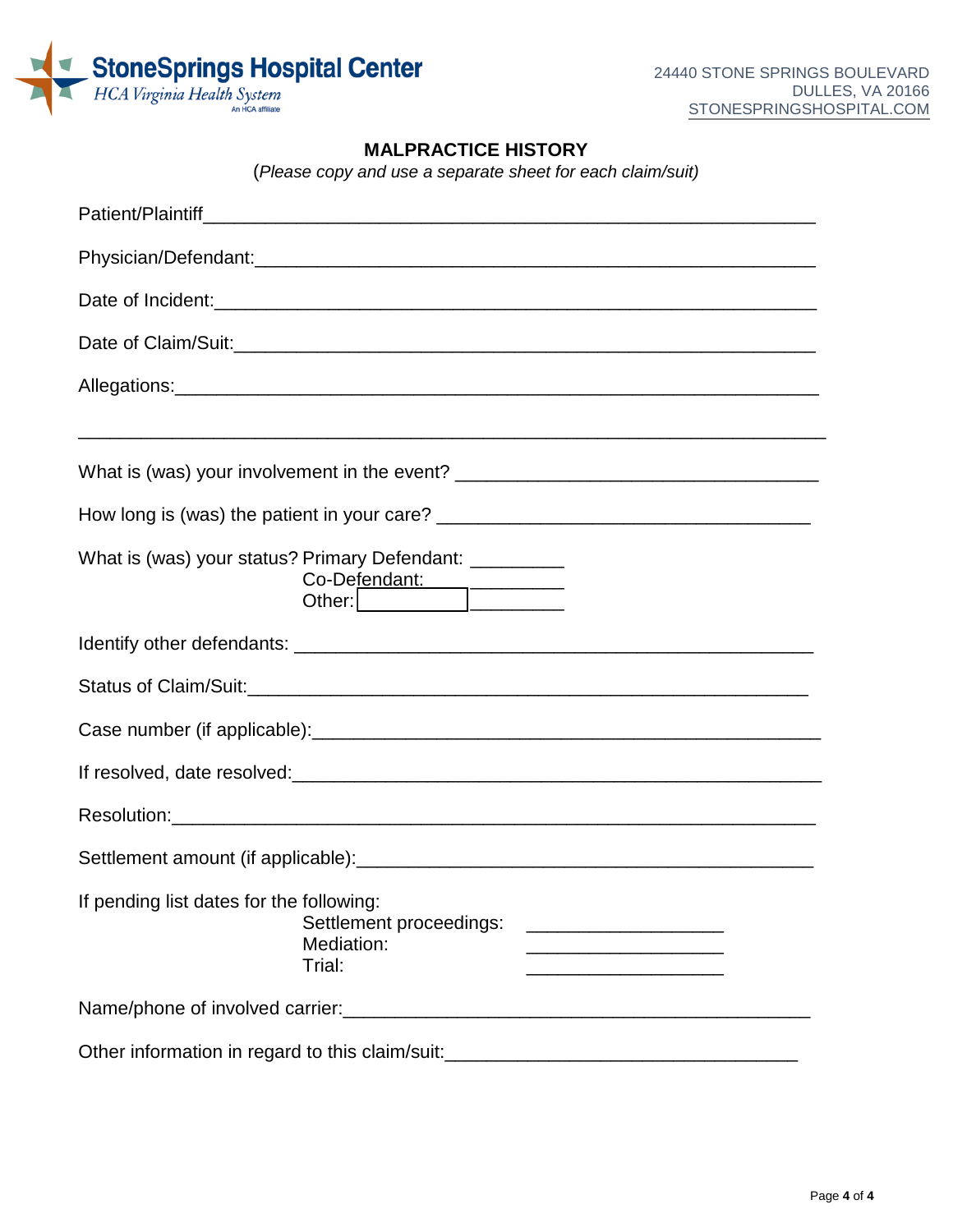StoneSprings Hospital Center
HCA Virginia Health System
An HCA affiliate

24440 STONE SPRINGS BOULEVARD
DULLES, VA 20166
STONESPRINGSHOSPITAL.COM

## MALPRACTICE HISTORY

(*Please copy and use a separate sheet for each claim/suit)*

Patient/Plaintiff_______________________________________________

Physician/Defendant:_______________________________________________

Date of Incident:_______________________________________________

Date of Claim/Suit:_______________________________________________

Allegations:_______________________________________________

_______________________________________________

What is (was) your involvement in the event? ___________________________

How long is (was) the patient in your care? ___________________________

What is (was) your status? Primary Defendant: _________
Co-Defendant: _________
Other: _________

Identify other defendants: _______________________________________________

Status of Claim/Suit:_______________________________________________

Case number (if applicable):_______________________________________________

If resolved, date resolved:_______________________________________________

Resolution:_______________________________________________

Settlement amount (if applicable):_______________________________________________

If pending list dates for the following:
Settlement proceedings: ___________________
Mediation: ___________________
Trial: ___________________

Name/phone of involved carrier:_______________________________________________

Other information in regard to this claim/suit:___________________________